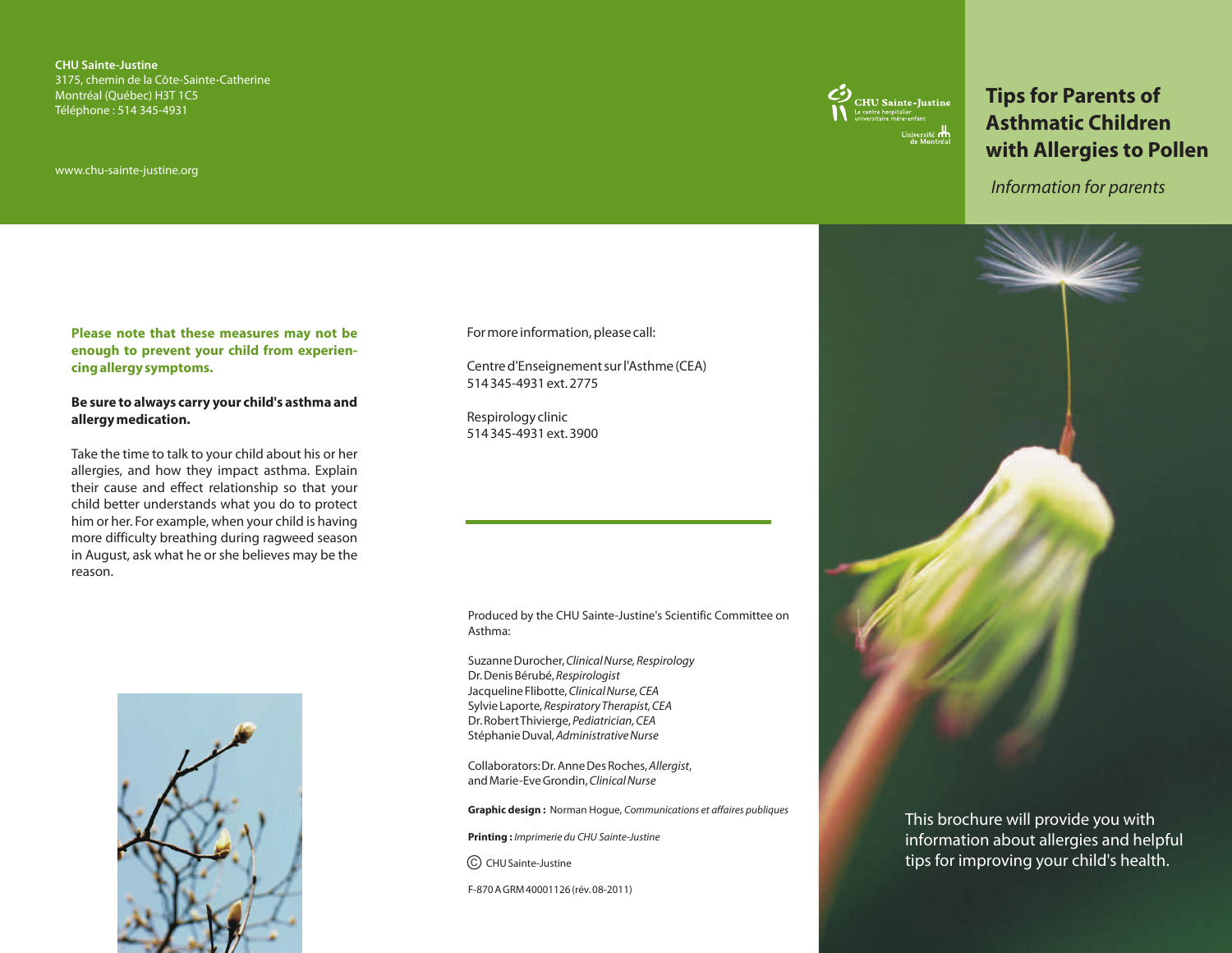**CHU Sainte-Justine**
3175, chemin de la Côte-Sainte-Catherine
Montréal (Québec) H3T 1C5
Téléphone : 514 345-4931

www.chu-sainte-justine.org

CHU Sainte-Justine
Le centre hospitalier universitaire mère-enfant
Université de Montréal

# Tips for Parents of Asthmatic Children with Allergies to Pollen

*Information for parents*

**Please note that these measures may not be enough to prevent your child from experiencing allergy symptoms.**

**Be sure to always carry your child's asthma and allergy medication.**

Take the time to talk to your child about his or her allergies, and how they impact asthma. Explain their cause and effect relationship so that your child better understands what you do to protect him or her. For example, when your child is having more difficulty breathing during ragweed season in August, ask what he or she believes may be the reason.

For more information, please call:

Centre d'Enseignement sur l'Asthme (CEA)
514 345-4931 ext. 2775

Respirology clinic
514 345-4931 ext. 3900

Produced by the CHU Sainte-Justine's Scientific Committee on Asthma:

Suzanne Durocher, *Clinical Nurse, Respirology*
Dr. Denis Bérubé, *Respirologist*
Jacqueline Flibotte, *Clinical Nurse, CEA*
Sylvie Laporte, *Respiratory Therapist, CEA*
Dr. Robert Thivierge, *Pediatrician, CEA*
Stéphanie Duval, *Administrative Nurse*

Collaborators: Dr. Anne Des Roches, *Allergist*, and Marie-Eve Grondin, *Clinical Nurse*

**Graphic design :** Norman Hogue, *Communications et affaires publiques*

**Printing :** *Imprimerie du CHU Sainte-Justine*

© CHU Sainte-Justine

F-870 A GRM 40001126 (rév. 08-2011)

This brochure will provide you with information about allergies and helpful tips for improving your child's health.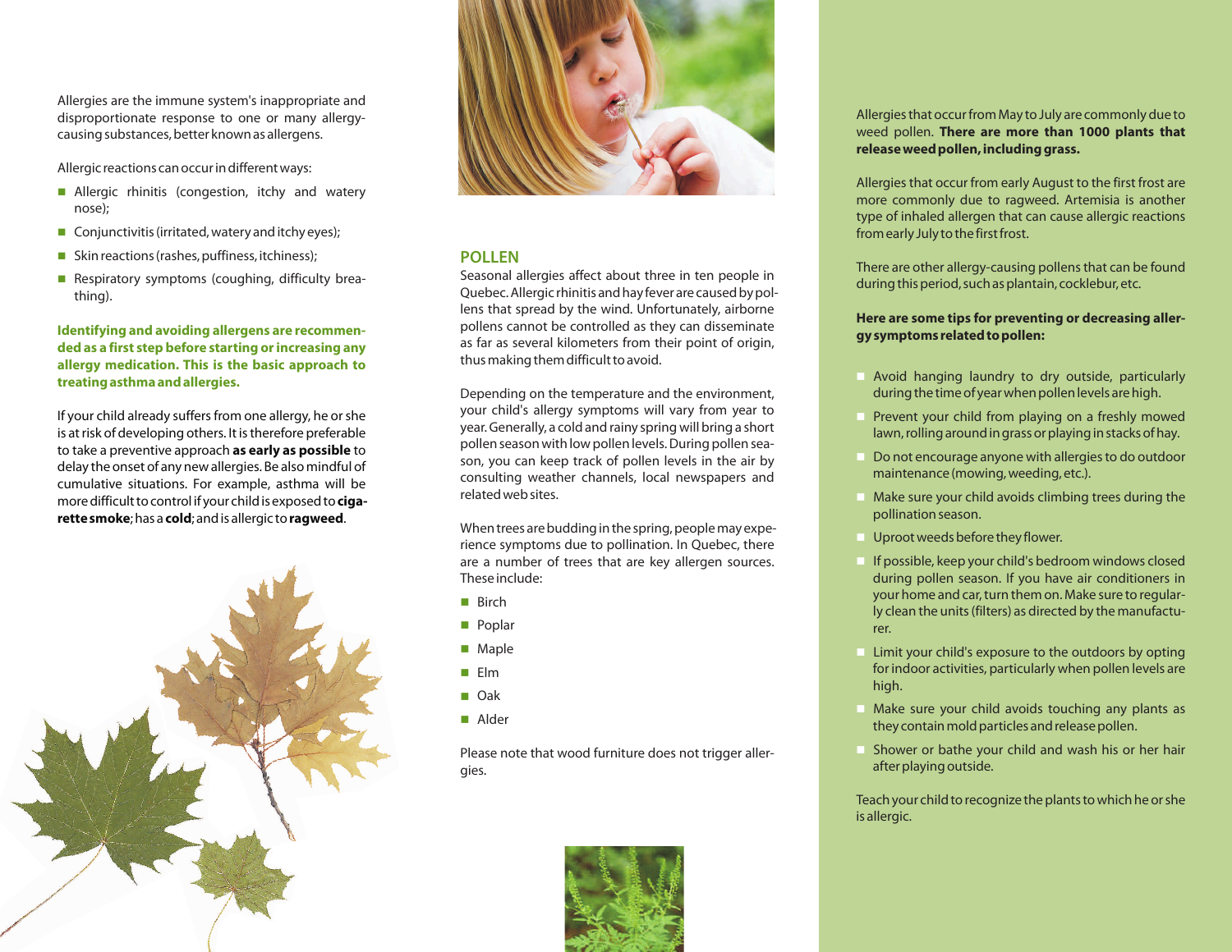Allergies are the immune system's inappropriate and disproportionate response to one or many allergy-causing substances, better known as allergens.

Allergic reactions can occur in different ways:

- Allergic rhinitis (congestion, itchy and watery nose);
- Conjunctivitis (irritated, watery and itchy eyes);
- Skin reactions (rashes, puffiness, itchiness);
- Respiratory symptoms (coughing, difficulty breathing).

**Identifying and avoiding allergens are recommended as a first step before starting or increasing any allergy medication. This is the basic approach to treating asthma and allergies.**

If your child already suffers from one allergy, he or she is at risk of developing others. It is therefore preferable to take a preventive approach **as early as possible** to delay the onset of any new allergies. Be also mindful of cumulative situations. For example, asthma will be more difficult to control if your child is exposed to **cigarette smoke**; has a **cold**; and is allergic to **ragweed**.

## POLLEN

Seasonal allergies affect about three in ten people in Quebec. Allergic rhinitis and hay fever are caused by pollens that spread by the wind. Unfortunately, airborne pollens cannot be controlled as they can disseminate as far as several kilometers from their point of origin, thus making them difficult to avoid.

Depending on the temperature and the environment, your child's allergy symptoms will vary from year to year. Generally, a cold and rainy spring will bring a short pollen season with low pollen levels. During pollen season, you can keep track of pollen levels in the air by consulting weather channels, local newspapers and related web sites.

When trees are budding in the spring, people may experience symptoms due to pollination. In Quebec, there are a number of trees that are key allergen sources. These include:

- Birch
- Poplar
- Maple
- Elm
- Oak
- Alder

Please note that wood furniture does not trigger allergies.

Allergies that occur from May to July are commonly due to weed pollen. **There are more than 1000 plants that release weed pollen, including grass.**

Allergies that occur from early August to the first frost are more commonly due to ragweed. Artemisia is another type of inhaled allergen that can cause allergic reactions from early July to the first frost.

There are other allergy-causing pollens that can be found during this period, such as plantain, cocklebur, etc.

**Here are some tips for preventing or decreasing allergy symptoms related to pollen:**

- Avoid hanging laundry to dry outside, particularly during the time of year when pollen levels are high.
- Prevent your child from playing on a freshly mowed lawn, rolling around in grass or playing in stacks of hay.
- Do not encourage anyone with allergies to do outdoor maintenance (mowing, weeding, etc.).
- Make sure your child avoids climbing trees during the pollination season.
- Uproot weeds before they flower.
- If possible, keep your child's bedroom windows closed during pollen season. If you have air conditioners in your home and car, turn them on. Make sure to regularly clean the units (filters) as directed by the manufacturer.
- Limit your child's exposure to the outdoors by opting for indoor activities, particularly when pollen levels are high.
- Make sure your child avoids touching any plants as they contain mold particles and release pollen.
- Shower or bathe your child and wash his or her hair after playing outside.

Teach your child to recognize the plants to which he or she is allergic.